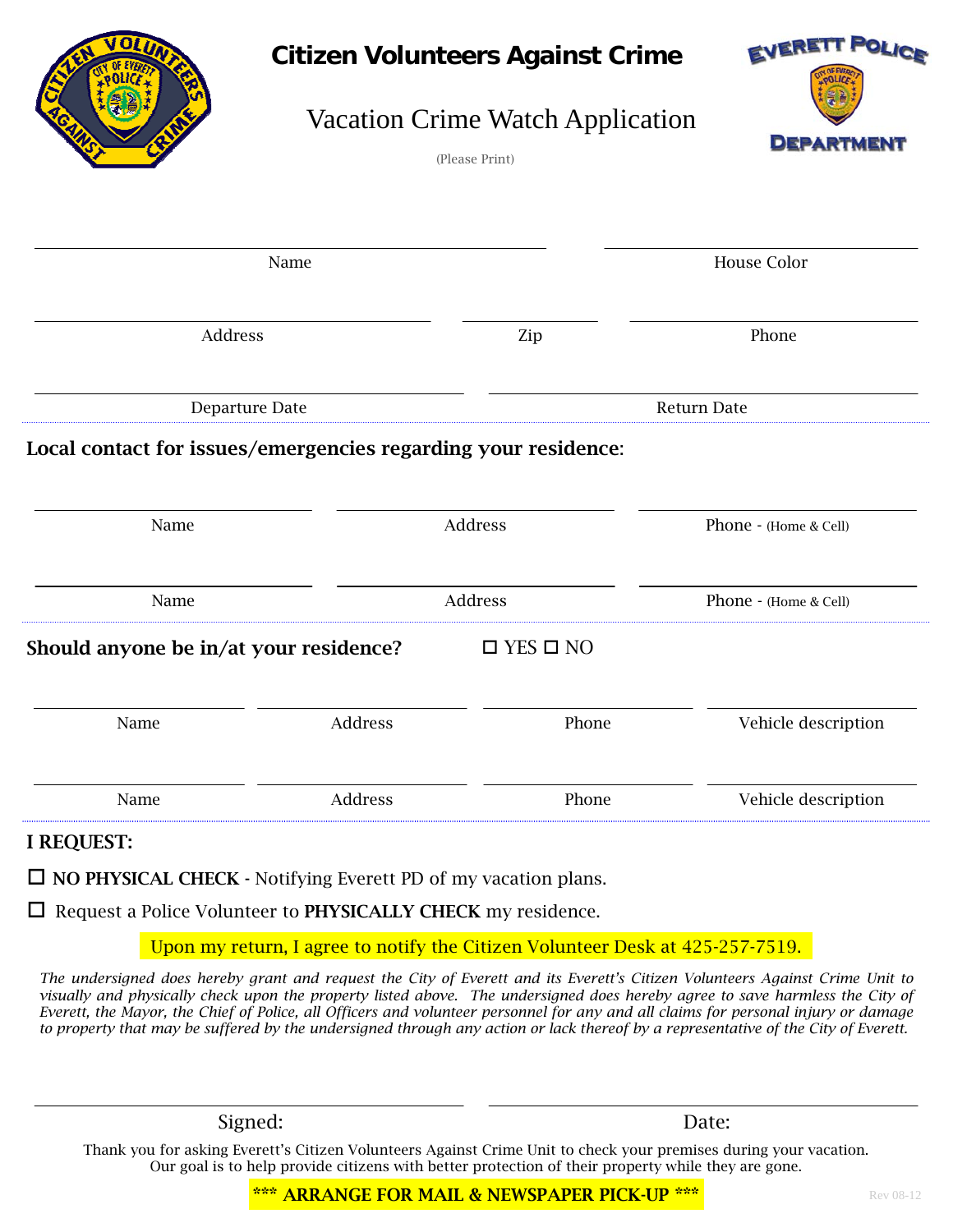# Citizen Volunteers Against Crime

## Vacation Crime Watch Application

(Please Print)

| Name | House Color |
| --- | --- |
| | |

| Address | Zip | Phone |
| --- | --- | --- |
| | | |

| Departure Date | Return Date |
| --- | --- |
| | |

**Local contact for issues/emergencies regarding your residence**:

| Name | Address | Phone - (Home & Cell) |
| --- | --- | --- |
| | | |
| | | |

**Should anyone be in/at your residence?** ☐ YES ☐ NO

| Name | Address | Phone | Vehicle description |
| --- | --- | --- | --- |
| | | | |
| | | | |

**I REQUEST:**

☐ **NO PHYSICAL CHECK -** Notifying Everett PD of my vacation plans.

☐ Request a Police Volunteer to **PHYSICALLY CHECK** my residence.

Upon my return, I agree to notify the Citizen Volunteer Desk at 425-257-7519.

*The undersigned does hereby grant and request the City of Everett and its Everett's Citizen Volunteers Against Crime Unit to visually and physically check upon the property listed above. The undersigned does hereby agree to save harmless the City of Everett, the Mayor, the Chief of Police, all Officers and volunteer personnel for any and all claims for personal injury or damage to property that may be suffered by the undersigned through any action or lack thereof by a representative of the City of Everett.*

| Signed: | Date: |
| --- | --- |
| | |

Thank you for asking Everett's Citizen Volunteers Against Crime Unit to check your premises during your vacation. Our goal is to help provide citizens with better protection of their property while they are gone.

**\*\*\* ARRANGE FOR MAIL & NEWSPAPER PICK-UP \*\*\***

Rev 08-12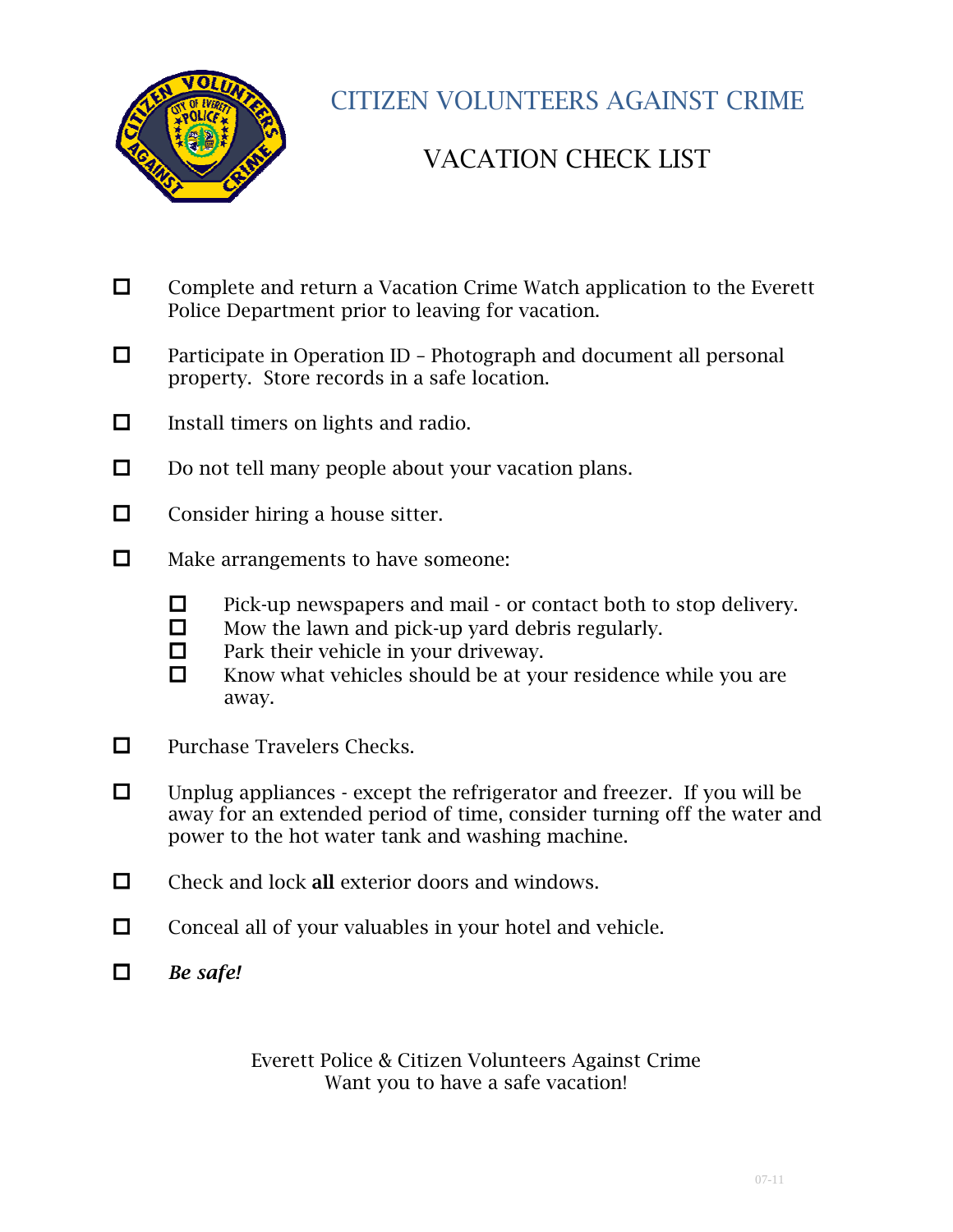# CITIZEN VOLUNTEERS AGAINST CRIME

## VACATION CHECK LIST

- ☐ Complete and return a Vacation Crime Watch application to the Everett Police Department prior to leaving for vacation.
- ☐ Participate in Operation ID – Photograph and document all personal property. Store records in a safe location.
- ☐ Install timers on lights and radio.
- ☐ Do not tell many people about your vacation plans.
- ☐ Consider hiring a house sitter.
- ☐ Make arrangements to have someone:
  - ☐ Pick-up newspapers and mail - or contact both to stop delivery.
  - ☐ Mow the lawn and pick-up yard debris regularly.
  - ☐ Park their vehicle in your driveway.
  - ☐ Know what vehicles should be at your residence while you are away.
- ☐ Purchase Travelers Checks.
- ☐ Unplug appliances - except the refrigerator and freezer. If you will be away for an extended period of time, consider turning off the water and power to the hot water tank and washing machine.
- ☐ Check and lock **all** exterior doors and windows.
- ☐ Conceal all of your valuables in your hotel and vehicle.
- ☐ ***Be safe!***

Everett Police & Citizen Volunteers Against Crime
Want you to have a safe vacation!

07-11